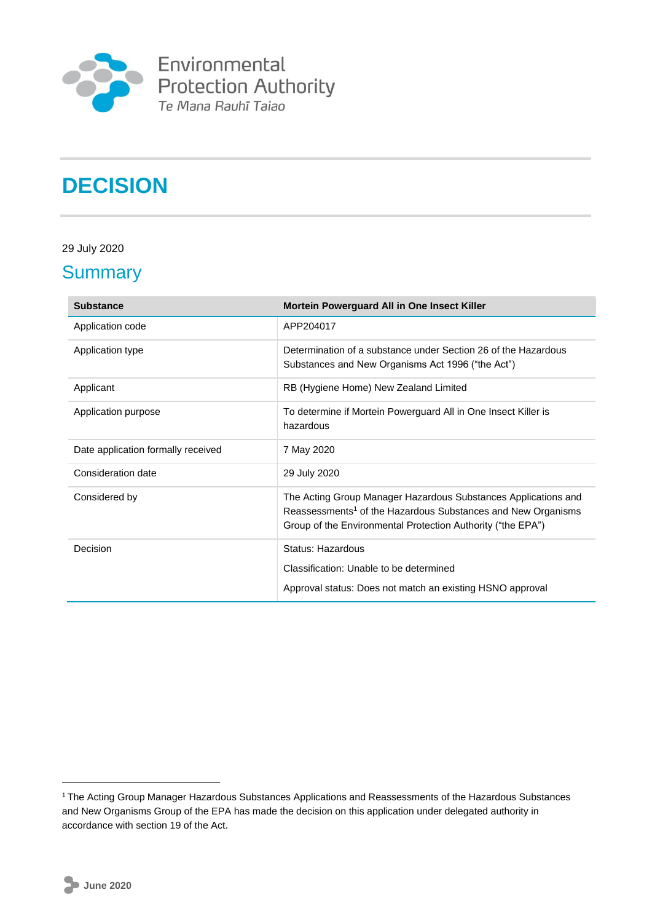Environmental Protection Authority
*Te Mana Rauhī Taiao*

# DECISION

29 July 2020

## Summary

| Substance | Mortein Powerguard All in One Insect Killer |
| --- | --- |
| Application code | APP204017 |
| Application type | Determination of a substance under Section 26 of the Hazardous Substances and New Organisms Act 1996 ("the Act") |
| Applicant | RB (Hygiene Home) New Zealand Limited |
| Application purpose | To determine if Mortein Powerguard All in One Insect Killer is hazardous |
| Date application formally received | 7 May 2020 |
| Consideration date | 29 July 2020 |
| Considered by | The Acting Group Manager Hazardous Substances Applications and Reassessments[1] of the Hazardous Substances and New Organisms Group of the Environmental Protection Authority ("the EPA") |
| Decision | Status: Hazardous<br>Classification: Unable to be determined<br>Approval status: Does not match an existing HSNO approval |

[1] The Acting Group Manager Hazardous Substances Applications and Reassessments of the Hazardous Substances and New Organisms Group of the EPA has made the decision on this application under delegated authority in accordance with section 19 of the Act.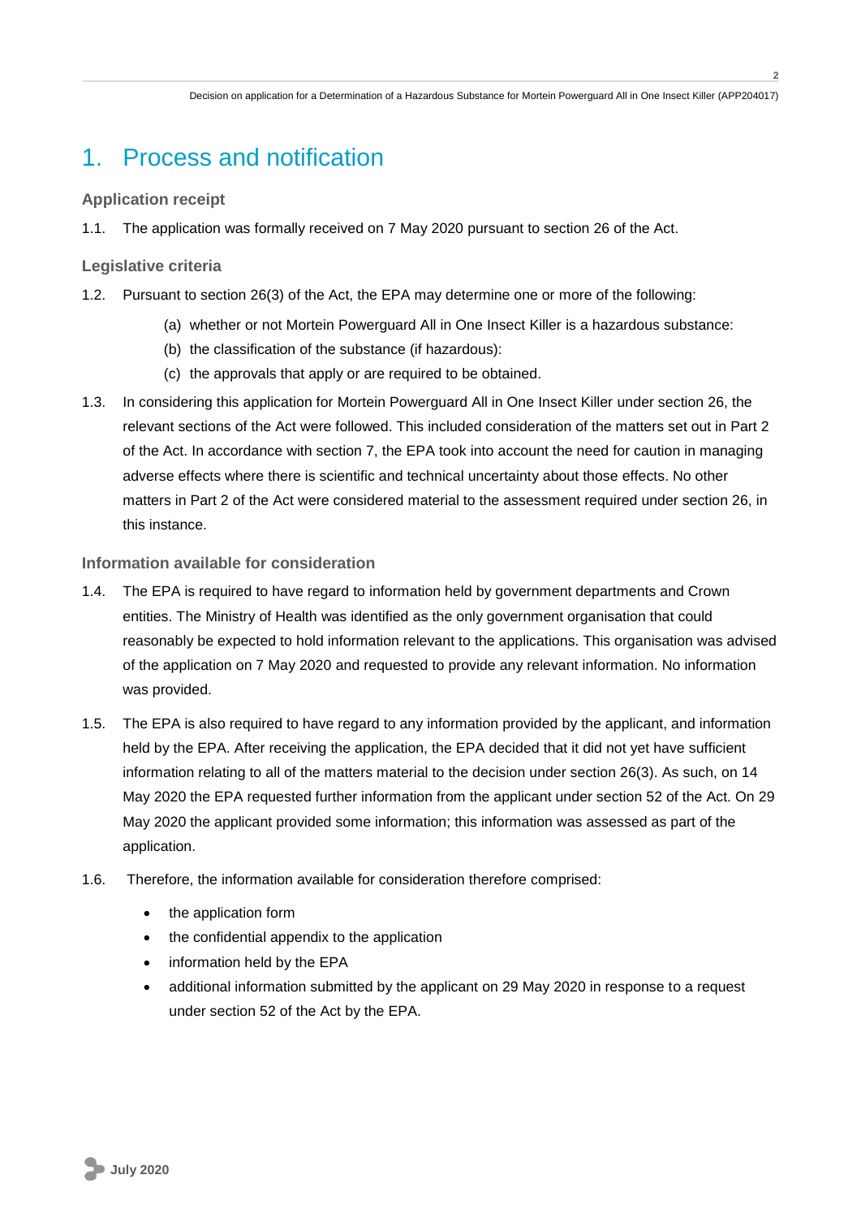# 1. Process and notification

### Application receipt

1.1. The application was formally received on 7 May 2020 pursuant to section 26 of the Act.

### Legislative criteria

1.2. Pursuant to section 26(3) of the Act, the EPA may determine one or more of the following:

(a) whether or not Mortein Powerguard All in One Insect Killer is a hazardous substance:

(b) the classification of the substance (if hazardous):

(c) the approvals that apply or are required to be obtained.

1.3. In considering this application for Mortein Powerguard All in One Insect Killer under section 26, the relevant sections of the Act were followed. This included consideration of the matters set out in Part 2 of the Act. In accordance with section 7, the EPA took into account the need for caution in managing adverse effects where there is scientific and technical uncertainty about those effects. No other matters in Part 2 of the Act were considered material to the assessment required under section 26, in this instance.

### Information available for consideration

1.4. The EPA is required to have regard to information held by government departments and Crown entities. The Ministry of Health was identified as the only government organisation that could reasonably be expected to hold information relevant to the applications. This organisation was advised of the application on 7 May 2020 and requested to provide any relevant information. No information was provided.

1.5. The EPA is also required to have regard to any information provided by the applicant, and information held by the EPA. After receiving the application, the EPA decided that it did not yet have sufficient information relating to all of the matters material to the decision under section 26(3). As such, on 14 May 2020 the EPA requested further information from the applicant under section 52 of the Act. On 29 May 2020 the applicant provided some information; this information was assessed as part of the application.

1.6. Therefore, the information available for consideration therefore comprised:

- the application form
- the confidential appendix to the application
- information held by the EPA
- additional information submitted by the applicant on 29 May 2020 in response to a request under section 52 of the Act by the EPA.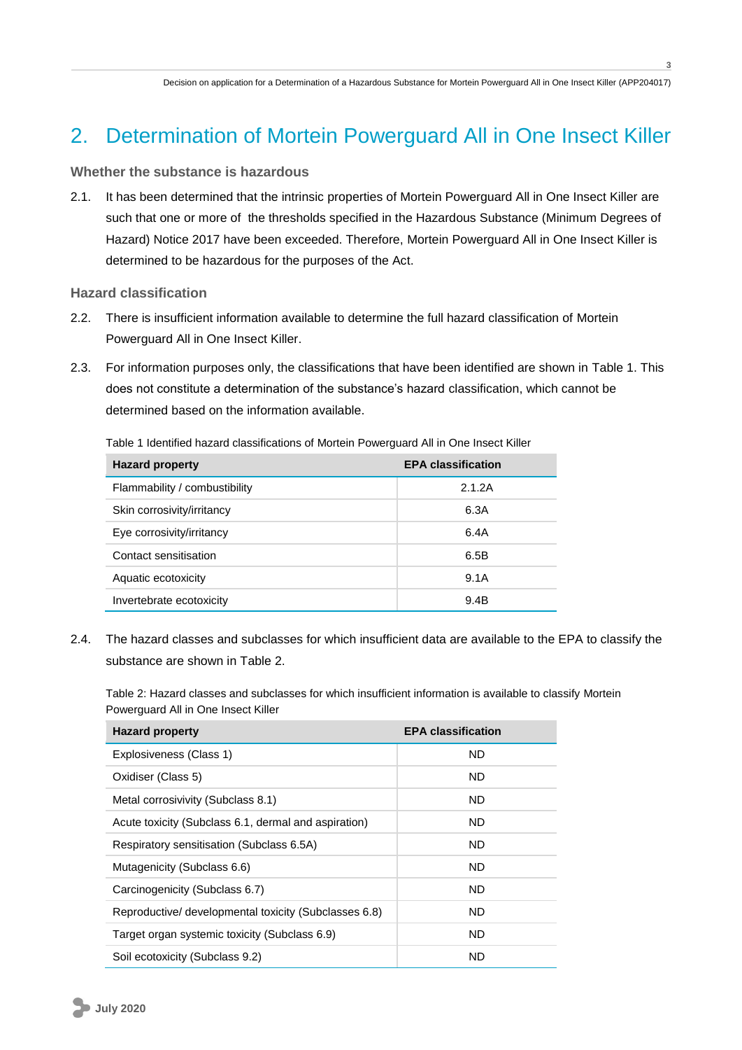# 2. Determination of Mortein Powerguard All in One Insect Killer

### Whether the substance is hazardous

2.1. It has been determined that the intrinsic properties of Mortein Powerguard All in One Insect Killer are such that one or more of the thresholds specified in the Hazardous Substance (Minimum Degrees of Hazard) Notice 2017 have been exceeded. Therefore, Mortein Powerguard All in One Insect Killer is determined to be hazardous for the purposes of the Act.

### Hazard classification

2.2. There is insufficient information available to determine the full hazard classification of Mortein Powerguard All in One Insect Killer.

2.3. For information purposes only, the classifications that have been identified are shown in Table 1. This does not constitute a determination of the substance's hazard classification, which cannot be determined based on the information available.

Table 1 Identified hazard classifications of Mortein Powerguard All in One Insect Killer

| Hazard property | EPA classification |
|---|---|
| Flammability / combustibility | 2.1.2A |
| Skin corrosivity/irritancy | 6.3A |
| Eye corrosivity/irritancy | 6.4A |
| Contact sensitisation | 6.5B |
| Aquatic ecotoxicity | 9.1A |
| Invertebrate ecotoxicity | 9.4B |

2.4. The hazard classes and subclasses for which insufficient data are available to the EPA to classify the substance are shown in Table 2.

Table 2: Hazard classes and subclasses for which insufficient information is available to classify Mortein Powerguard All in One Insect Killer

| Hazard property | EPA classification |
|---|---|
| Explosiveness (Class 1) | ND |
| Oxidiser (Class 5) | ND |
| Metal corrosivity (Subclass 8.1) | ND |
| Acute toxicity (Subclass 6.1, dermal and aspiration) | ND |
| Respiratory sensitisation (Subclass 6.5A) | ND |
| Mutagenicity (Subclass 6.6) | ND |
| Carcinogenicity (Subclass 6.7) | ND |
| Reproductive/ developmental toxicity (Subclasses 6.8) | ND |
| Target organ systemic toxicity (Subclass 6.9) | ND |
| Soil ecotoxicity (Subclass 9.2) | ND |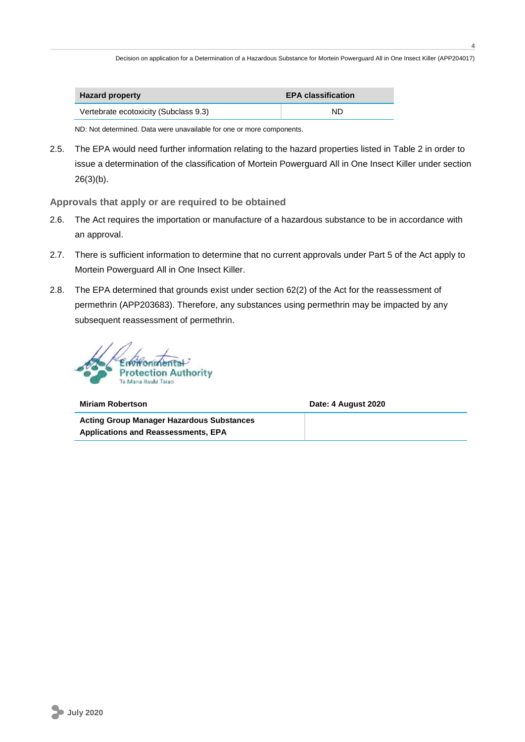| Hazard property | EPA classification |
| --- | --- |
| Vertebrate ecotoxicity (Subclass 9.3) | ND |

ND: Not determined. Data were unavailable for one or more components.

2.5. The EPA would need further information relating to the hazard properties listed in Table 2 in order to issue a determination of the classification of Mortein Powerguard All in One Insect Killer under section 26(3)(b).

### Approvals that apply or are required to be obtained

2.6. The Act requires the importation or manufacture of a hazardous substance to be in accordance with an approval.

2.7. There is sufficient information to determine that no current approvals under Part 5 of the Act apply to Mortein Powerguard All in One Insect Killer.

2.8. The EPA determined that grounds exist under section 62(2) of the Act for the reassessment of permethrin (APP203683). Therefore, any substances using permethrin may be impacted by any subsequent reassessment of permethrin.

Environmental Protection Authority
Te Mana Rauhī Taiao

| Miriam Robertson | Date: 4 August 2020 |
| --- | --- |
| Acting Group Manager Hazardous Substances Applications and Reassessments, EPA | |